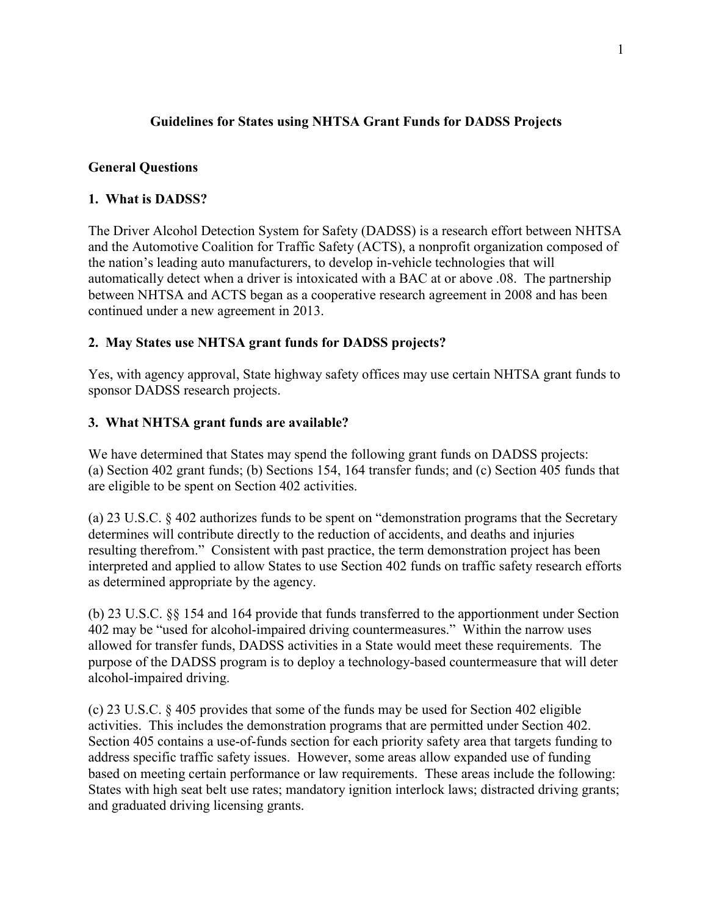# Guidelines for States using NHTSA Grant Funds for DADSS Projects

## General Questions

### 1. What is DADSS?

The Driver Alcohol Detection System for Safety (DADSS) is a research effort between NHTSA and the Automotive Coalition for Traffic Safety (ACTS), a nonprofit organization composed of the nation's leading auto manufacturers, to develop in-vehicle technologies that will automatically detect when a driver is intoxicated with a BAC at or above .08. The partnership between NHTSA and ACTS began as a cooperative research agreement in 2008 and has been continued under a new agreement in 2013.

### 2. May States use NHTSA grant funds for DADSS projects?

Yes, with agency approval, State highway safety offices may use certain NHTSA grant funds to sponsor DADSS research projects.

### 3. What NHTSA grant funds are available?

We have determined that States may spend the following grant funds on DADSS projects: (a) Section 402 grant funds; (b) Sections 154, 164 transfer funds; and (c) Section 405 funds that are eligible to be spent on Section 402 activities.

(a) 23 U.S.C. § 402 authorizes funds to be spent on "demonstration programs that the Secretary determines will contribute directly to the reduction of accidents, and deaths and injuries resulting therefrom." Consistent with past practice, the term demonstration project has been interpreted and applied to allow States to use Section 402 funds on traffic safety research efforts as determined appropriate by the agency.

(b) 23 U.S.C. §§ 154 and 164 provide that funds transferred to the apportionment under Section 402 may be "used for alcohol-impaired driving countermeasures." Within the narrow uses allowed for transfer funds, DADSS activities in a State would meet these requirements. The purpose of the DADSS program is to deploy a technology-based countermeasure that will deter alcohol-impaired driving.

(c) 23 U.S.C. § 405 provides that some of the funds may be used for Section 402 eligible activities. This includes the demonstration programs that are permitted under Section 402. Section 405 contains a use-of-funds section for each priority safety area that targets funding to address specific traffic safety issues. However, some areas allow expanded use of funding based on meeting certain performance or law requirements. These areas include the following: States with high seat belt use rates; mandatory ignition interlock laws; distracted driving grants; and graduated driving licensing grants.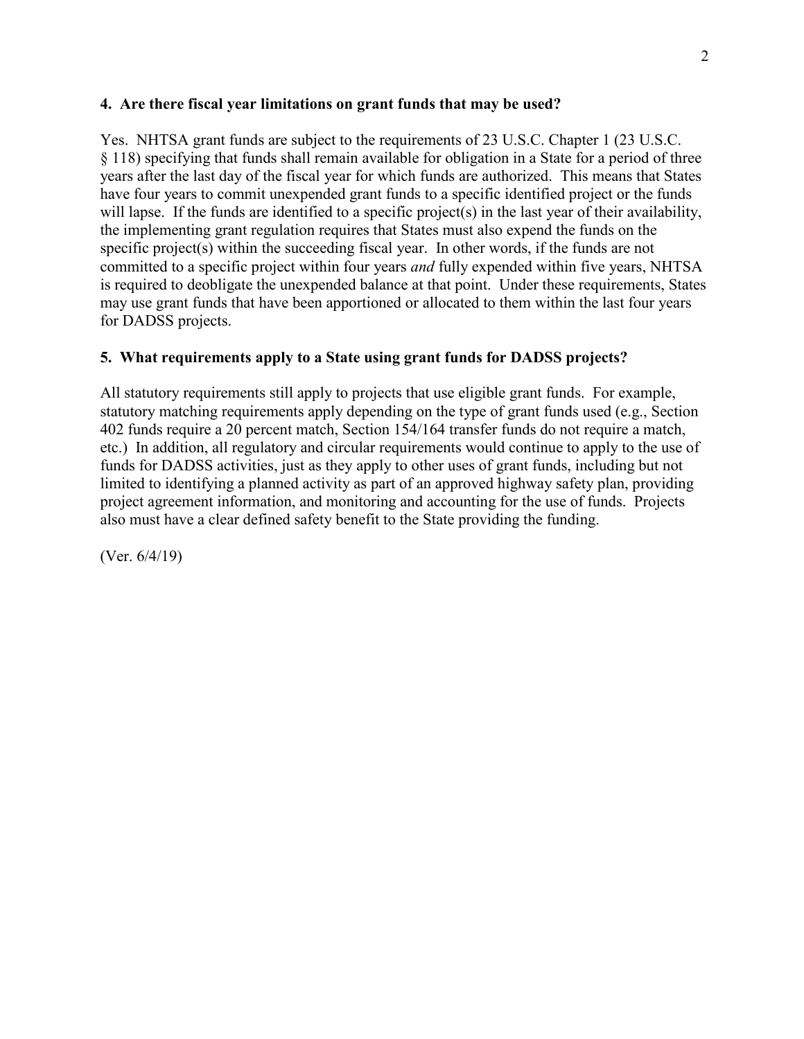**4. Are there fiscal year limitations on grant funds that may be used?**

Yes. NHTSA grant funds are subject to the requirements of 23 U.S.C. Chapter 1 (23 U.S.C. § 118) specifying that funds shall remain available for obligation in a State for a period of three years after the last day of the fiscal year for which funds are authorized. This means that States have four years to commit unexpended grant funds to a specific identified project or the funds will lapse. If the funds are identified to a specific project(s) in the last year of their availability, the implementing grant regulation requires that States must also expend the funds on the specific project(s) within the succeeding fiscal year. In other words, if the funds are not committed to a specific project within four years *and* fully expended within five years, NHTSA is required to deobligate the unexpended balance at that point. Under these requirements, States may use grant funds that have been apportioned or allocated to them within the last four years for DADSS projects.

**5. What requirements apply to a State using grant funds for DADSS projects?**

All statutory requirements still apply to projects that use eligible grant funds. For example, statutory matching requirements apply depending on the type of grant funds used (e.g., Section 402 funds require a 20 percent match, Section 154/164 transfer funds do not require a match, etc.) In addition, all regulatory and circular requirements would continue to apply to the use of funds for DADSS activities, just as they apply to other uses of grant funds, including but not limited to identifying a planned activity as part of an approved highway safety plan, providing project agreement information, and monitoring and accounting for the use of funds. Projects also must have a clear defined safety benefit to the State providing the funding.

(Ver. 6/4/19)